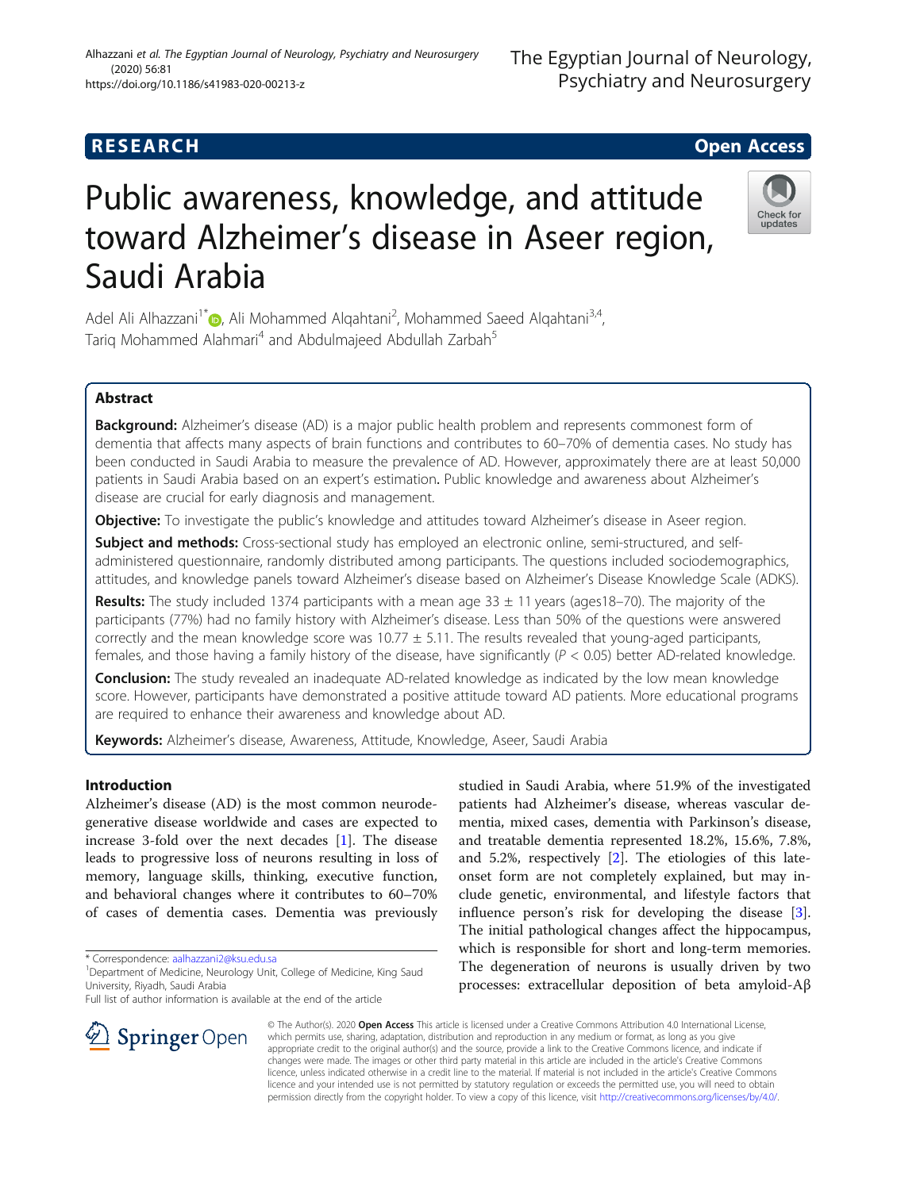RESEARCH

Open Access

# Public awareness, knowledge, and attitude toward Alzheimer's disease in Aseer region, Saudi Arabia

Adel Ali Alhazzani[1*], Ali Mohammed Alqahtani[2], Mohammed Saeed Alqahtani[3,4], Tariq Mohammed Alahmari[4] and Abdulmajeed Abdullah Zarbah[5]

## Abstract

**Background:** Alzheimer's disease (AD) is a major public health problem and represents commonest form of dementia that affects many aspects of brain functions and contributes to 60–70% of dementia cases. No study has been conducted in Saudi Arabia to measure the prevalence of AD. However, approximately there are at least 50,000 patients in Saudi Arabia based on an expert's estimation. Public knowledge and awareness about Alzheimer's disease are crucial for early diagnosis and management.

**Objective:** To investigate the public's knowledge and attitudes toward Alzheimer's disease in Aseer region.

**Subject and methods:** Cross-sectional study has employed an electronic online, semi-structured, and self-administered questionnaire, randomly distributed among participants. The questions included sociodemographics, attitudes, and knowledge panels toward Alzheimer's disease based on Alzheimer's Disease Knowledge Scale (ADKS).

**Results:** The study included 1374 participants with a mean age 33 ± 11 years (ages18–70). The majority of the participants (77%) had no family history with Alzheimer's disease. Less than 50% of the questions were answered correctly and the mean knowledge score was 10.77 ± 5.11. The results revealed that young-aged participants, females, and those having a family history of the disease, have significantly ($P < 0.05$) better AD-related knowledge.

**Conclusion:** The study revealed an inadequate AD-related knowledge as indicated by the low mean knowledge score. However, participants have demonstrated a positive attitude toward AD patients. More educational programs are required to enhance their awareness and knowledge about AD.

**Keywords:** Alzheimer's disease, Awareness, Attitude, Knowledge, Aseer, Saudi Arabia

## Introduction

Alzheimer's disease (AD) is the most common neurodegenerative disease worldwide and cases are expected to increase 3-fold over the next decades [1]. The disease leads to progressive loss of neurons resulting in loss of memory, language skills, thinking, executive function, and behavioral changes where it contributes to 60–70% of cases of dementia cases. Dementia was previously studied in Saudi Arabia, where 51.9% of the investigated patients had Alzheimer's disease, whereas vascular dementia, mixed cases, dementia with Parkinson's disease, and treatable dementia represented 18.2%, 15.6%, 7.8%, and 5.2%, respectively [2]. The etiologies of this late-onset form are not completely explained, but may include genetic, environmental, and lifestyle factors that influence person's risk for developing the disease [3]. The initial pathological changes affect the hippocampus, which is responsible for short and long-term memories. The degeneration of neurons is usually driven by two processes: extracellular deposition of beta amyloid-Aβ

* Correspondence: aalhazzani2@ksu.edu.sa
[1]Department of Medicine, Neurology Unit, College of Medicine, King Saud University, Riyadh, Saudi Arabia
Full list of author information is available at the end of the article

© The Author(s). 2020 **Open Access** This article is licensed under a Creative Commons Attribution 4.0 International License, which permits use, sharing, adaptation, distribution and reproduction in any medium or format, as long as you give appropriate credit to the original author(s) and the source, provide a link to the Creative Commons licence, and indicate if changes were made. The images or other third party material in this article are included in the article's Creative Commons licence, unless indicated otherwise in a credit line to the material. If material is not included in the article's Creative Commons licence and your intended use is not permitted by statutory regulation or exceeds the permitted use, you will need to obtain permission directly from the copyright holder. To view a copy of this licence, visit http://creativecommons.org/licenses/by/4.0/.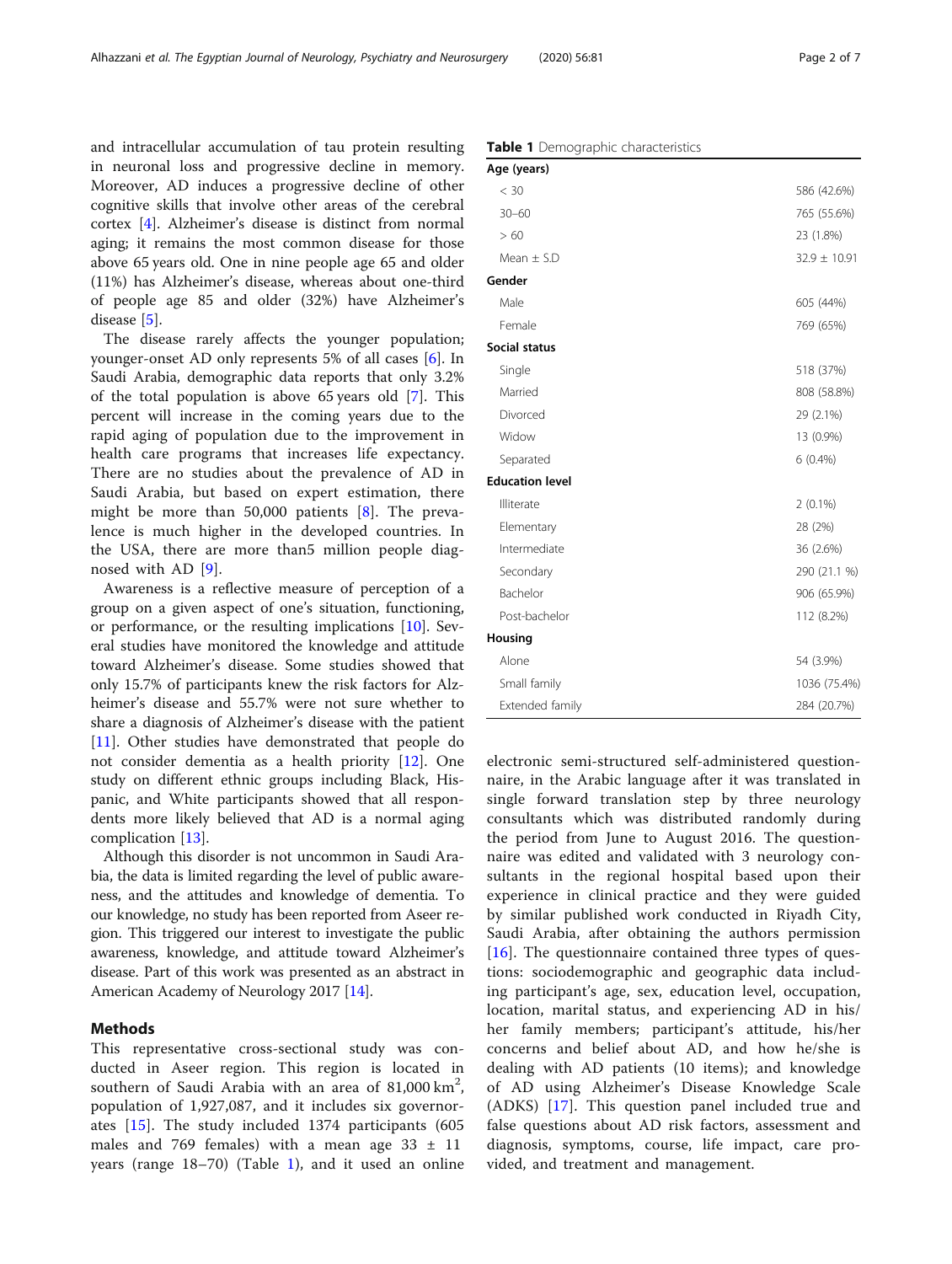and intracellular accumulation of tau protein resulting in neuronal loss and progressive decline in memory. Moreover, AD induces a progressive decline of other cognitive skills that involve other areas of the cerebral cortex [4]. Alzheimer's disease is distinct from normal aging; it remains the most common disease for those above 65 years old. One in nine people age 65 and older (11%) has Alzheimer's disease, whereas about one-third of people age 85 and older (32%) have Alzheimer's disease [5].

The disease rarely affects the younger population; younger-onset AD only represents 5% of all cases [6]. In Saudi Arabia, demographic data reports that only 3.2% of the total population is above 65 years old [7]. This percent will increase in the coming years due to the rapid aging of population due to the improvement in health care programs that increases life expectancy. There are no studies about the prevalence of AD in Saudi Arabia, but based on expert estimation, there might be more than 50,000 patients [8]. The prevalence is much higher in the developed countries. In the USA, there are more than5 million people diagnosed with AD [9].

Awareness is a reflective measure of perception of a group on a given aspect of one's situation, functioning, or performance, or the resulting implications [10]. Several studies have monitored the knowledge and attitude toward Alzheimer's disease. Some studies showed that only 15.7% of participants knew the risk factors for Alzheimer's disease and 55.7% were not sure whether to share a diagnosis of Alzheimer's disease with the patient [11]. Other studies have demonstrated that people do not consider dementia as a health priority [12]. One study on different ethnic groups including Black, Hispanic, and White participants showed that all respondents more likely believed that AD is a normal aging complication [13].

Although this disorder is not uncommon in Saudi Arabia, the data is limited regarding the level of public awareness, and the attitudes and knowledge of dementia. To our knowledge, no study has been reported from Aseer region. This triggered our interest to investigate the public awareness, knowledge, and attitude toward Alzheimer's disease. Part of this work was presented as an abstract in American Academy of Neurology 2017 [14].

## Methods

This representative cross-sectional study was conducted in Aseer region. This region is located in southern of Saudi Arabia with an area of 81,000 km$^2$, population of 1,927,087, and it includes six governorates [15]. The study included 1374 participants (605 males and 769 females) with a mean age 33 ± 11 years (range 18–70) (Table 1), and it used an online electronic semi-structured self-administered questionnaire, in the Arabic language after it was translated in single forward translation step by three neurology consultants which was distributed randomly during the period from June to August 2016. The questionnaire was edited and validated with 3 neurology consultants in the regional hospital based upon their experience in clinical practice and they were guided by similar published work conducted in Riyadh City, Saudi Arabia, after obtaining the authors permission [16]. The questionnaire contained three types of questions: sociodemographic and geographic data including participant's age, sex, education level, occupation, location, marital status, and experiencing AD in his/her family members; participant's attitude, his/her concerns and belief about AD, and how he/she is dealing with AD patients (10 items); and knowledge of AD using Alzheimer's Disease Knowledge Scale (ADKS) [17]. This question panel included true and false questions about AD risk factors, assessment and diagnosis, symptoms, course, life impact, care provided, and treatment and management.

**Table 1** Demographic characteristics

| | |
|---|---|
| **Age (years)** | |
| < 30 | 586 (42.6%) |
| 30–60 | 765 (55.6%) |
| > 60 | 23 (1.8%) |
| Mean ± S.D | 32.9 ± 10.91 |
| **Gender** | |
| Male | 605 (44%) |
| Female | 769 (65%) |
| **Social status** | |
| Single | 518 (37%) |
| Married | 808 (58.8%) |
| Divorced | 29 (2.1%) |
| Widow | 13 (0.9%) |
| Separated | 6 (0.4%) |
| **Education level** | |
| Illiterate | 2 (0.1%) |
| Elementary | 28 (2%) |
| Intermediate | 36 (2.6%) |
| Secondary | 290 (21.1 %) |
| Bachelor | 906 (65.9%) |
| Post-bachelor | 112 (8.2%) |
| **Housing** | |
| Alone | 54 (3.9%) |
| Small family | 1036 (75.4%) |
| Extended family | 284 (20.7%) |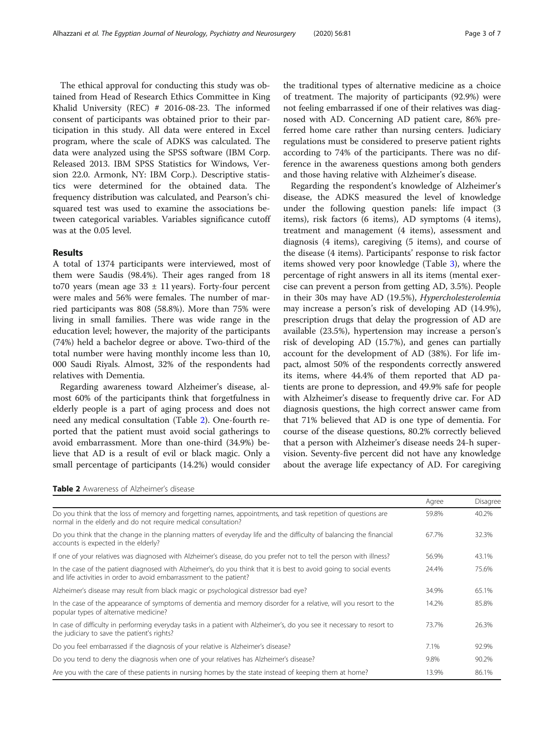The ethical approval for conducting this study was obtained from Head of Research Ethics Committee in King Khalid University (REC) # 2016-08-23. The informed consent of participants was obtained prior to their participation in this study. All data were entered in Excel program, where the scale of ADKS was calculated. The data were analyzed using the SPSS software (IBM Corp. Released 2013. IBM SPSS Statistics for Windows, Version 22.0. Armonk, NY: IBM Corp.). Descriptive statistics were determined for the obtained data. The frequency distribution was calculated, and Pearson's chi-squared test was used to examine the associations between categorical variables. Variables significance cutoff was at the 0.05 level.

## Results

A total of 1374 participants were interviewed, most of them were Saudis (98.4%). Their ages ranged from 18 to70 years (mean age 33 ± 11 years). Forty-four percent were males and 56% were females. The number of married participants was 808 (58.8%). More than 75% were living in small families. There was wide range in the education level; however, the majority of the participants (74%) held a bachelor degree or above. Two-third of the total number were having monthly income less than 10, 000 Saudi Riyals. Almost, 32% of the respondents had relatives with Dementia.

Regarding awareness toward Alzheimer's disease, almost 60% of the participants think that forgetfulness in elderly people is a part of aging process and does not need any medical consultation (Table 2). One-fourth reported that the patient must avoid social gatherings to avoid embarrassment. More than one-third (34.9%) believe that AD is a result of evil or black magic. Only a small percentage of participants (14.2%) would consider the traditional types of alternative medicine as a choice of treatment. The majority of participants (92.9%) were not feeling embarrassed if one of their relatives was diagnosed with AD. Concerning AD patient care, 86% preferred home care rather than nursing centers. Judiciary regulations must be considered to preserve patient rights according to 74% of the participants. There was no difference in the awareness questions among both genders and those having relative with Alzheimer's disease.

Regarding the respondent's knowledge of Alzheimer's disease, the ADKS measured the level of knowledge under the following question panels: life impact (3 items), risk factors (6 items), AD symptoms (4 items), treatment and management (4 items), assessment and diagnosis (4 items), caregiving (5 items), and course of the disease (4 items). Participants' response to risk factor items showed very poor knowledge (Table 3), where the percentage of right answers in all its items (mental exercise can prevent a person from getting AD, 3.5%). People in their 30s may have AD (19.5%), *Hypercholesterolemia* may increase a person's risk of developing AD (14.9%), prescription drugs that delay the progression of AD are available (23.5%), hypertension may increase a person's risk of developing AD (15.7%), and genes can partially account for the development of AD (38%). For life impact, almost 50% of the respondents correctly answered its items, where 44.4% of them reported that AD patients are prone to depression, and 49.9% safe for people with Alzheimer's disease to frequently drive car. For AD diagnosis questions, the high correct answer came from that 71% believed that AD is one type of dementia. For course of the disease questions, 80.2% correctly believed that a person with Alzheimer's disease needs 24-h supervision. Seventy-five percent did not have any knowledge about the average life expectancy of AD. For caregiving

**Table 2** Awareness of Alzheimer's disease

| | Agree | Disagree |
|---|---|---|
| Do you think that the loss of memory and forgetting names, appointments, and task repetition of questions are normal in the elderly and do not require medical consultation? | 59.8% | 40.2% |
| Do you think that the change in the planning matters of everyday life and the difficulty of balancing the financial accounts is expected in the elderly? | 67.7% | 32.3% |
| If one of your relatives was diagnosed with Alzheimer's disease, do you prefer not to tell the person with illness? | 56.9% | 43.1% |
| In the case of the patient diagnosed with Alzheimer's, do you think that it is best to avoid going to social events and life activities in order to avoid embarrassment to the patient? | 24.4% | 75.6% |
| Alzheimer's disease may result from black magic or psychological distressor bad eye? | 34.9% | 65.1% |
| In the case of the appearance of symptoms of dementia and memory disorder for a relative, will you resort to the popular types of alternative medicine? | 14.2% | 85.8% |
| In case of difficulty in performing everyday tasks in a patient with Alzheimer's, do you see it necessary to resort to the judiciary to save the patient's rights? | 73.7% | 26.3% |
| Do you feel embarrassed if the diagnosis of your relative is Alzheimer's disease? | 7.1% | 92.9% |
| Do you tend to deny the diagnosis when one of your relatives has Alzheimer's disease? | 9.8% | 90.2% |
| Are you with the care of these patients in nursing homes by the state instead of keeping them at home? | 13.9% | 86.1% |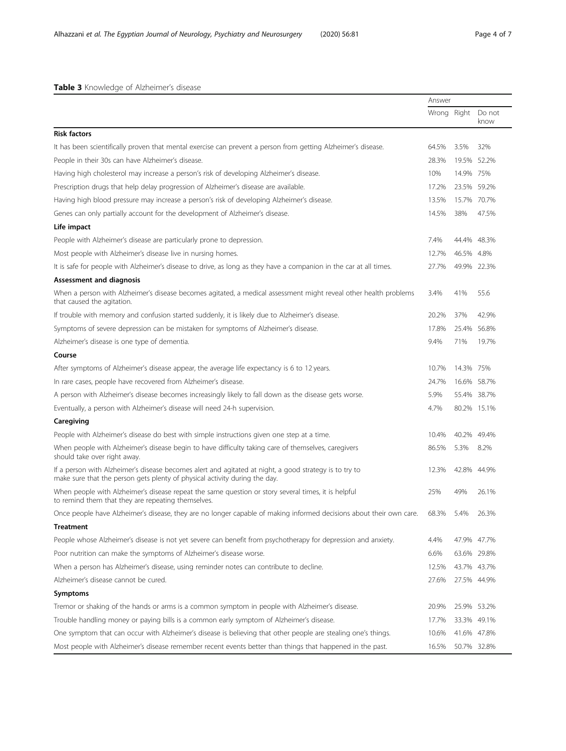**Table 3** Knowledge of Alzheimer's disease

| | Answer | | |
|---|---|---|---|
| | Wrong | Right | Do not know |
| **Risk factors** | | | |
| It has been scientifically proven that mental exercise can prevent a person from getting Alzheimer's disease. | 64.5% | 3.5% | 32% |
| People in their 30s can have Alzheimer's disease. | 28.3% | 19.5% | 52.2% |
| Having high cholesterol may increase a person's risk of developing Alzheimer's disease. | 10% | 14.9% | 75% |
| Prescription drugs that help delay progression of Alzheimer's disease are available. | 17.2% | 23.5% | 59.2% |
| Having high blood pressure may increase a person's risk of developing Alzheimer's disease. | 13.5% | 15.7% | 70.7% |
| Genes can only partially account for the development of Alzheimer's disease. | 14.5% | 38% | 47.5% |
| **Life impact** | | | |
| People with Alzheimer's disease are particularly prone to depression. | 7.4% | 44.4% | 48.3% |
| Most people with Alzheimer's disease live in nursing homes. | 12.7% | 46.5% | 4.8% |
| It is safe for people with Alzheimer's disease to drive, as long as they have a companion in the car at all times. | 27.7% | 49.9% | 22.3% |
| **Assessment and diagnosis** | | | |
| When a person with Alzheimer's disease becomes agitated, a medical assessment might reveal other health problems that caused the agitation. | 3.4% | 41% | 55.6 |
| If trouble with memory and confusion started suddenly, it is likely due to Alzheimer's disease. | 20.2% | 37% | 42.9% |
| Symptoms of severe depression can be mistaken for symptoms of Alzheimer's disease. | 17.8% | 25.4% | 56.8% |
| Alzheimer's disease is one type of dementia. | 9.4% | 71% | 19.7% |
| **Course** | | | |
| After symptoms of Alzheimer's disease appear, the average life expectancy is 6 to 12 years. | 10.7% | 14.3% | 75% |
| In rare cases, people have recovered from Alzheimer's disease. | 24.7% | 16.6% | 58.7% |
| A person with Alzheimer's disease becomes increasingly likely to fall down as the disease gets worse. | 5.9% | 55.4% | 38.7% |
| Eventually, a person with Alzheimer's disease will need 24-h supervision. | 4.7% | 80.2% | 15.1% |
| **Caregiving** | | | |
| People with Alzheimer's disease do best with simple instructions given one step at a time. | 10.4% | 40.2% | 49.4% |
| When people with Alzheimer's disease begin to have difficulty taking care of themselves, caregivers should take over right away. | 86.5% | 5.3% | 8.2% |
| If a person with Alzheimer's disease becomes alert and agitated at night, a good strategy is to try to make sure that the person gets plenty of physical activity during the day. | 12.3% | 42.8% | 44.9% |
| When people with Alzheimer's disease repeat the same question or story several times, it is helpful to remind them that they are repeating themselves. | 25% | 49% | 26.1% |
| Once people have Alzheimer's disease, they are no longer capable of making informed decisions about their own care. | 68.3% | 5.4% | 26.3% |
| **Treatment** | | | |
| People whose Alzheimer's disease is not yet severe can benefit from psychotherapy for depression and anxiety. | 4.4% | 47.9% | 47.7% |
| Poor nutrition can make the symptoms of Alzheimer's disease worse. | 6.6% | 63.6% | 29.8% |
| When a person has Alzheimer's disease, using reminder notes can contribute to decline. | 12.5% | 43.7% | 43.7% |
| Alzheimer's disease cannot be cured. | 27.6% | 27.5% | 44.9% |
| **Symptoms** | | | |
| Tremor or shaking of the hands or arms is a common symptom in people with Alzheimer's disease. | 20.9% | 25.9% | 53.2% |
| Trouble handling money or paying bills is a common early symptom of Alzheimer's disease. | 17.7% | 33.3% | 49.1% |
| One symptom that can occur with Alzheimer's disease is believing that other people are stealing one's things. | 10.6% | 41.6% | 47.8% |
| Most people with Alzheimer's disease remember recent events better than things that happened in the past. | 16.5% | 50.7% | 32.8% |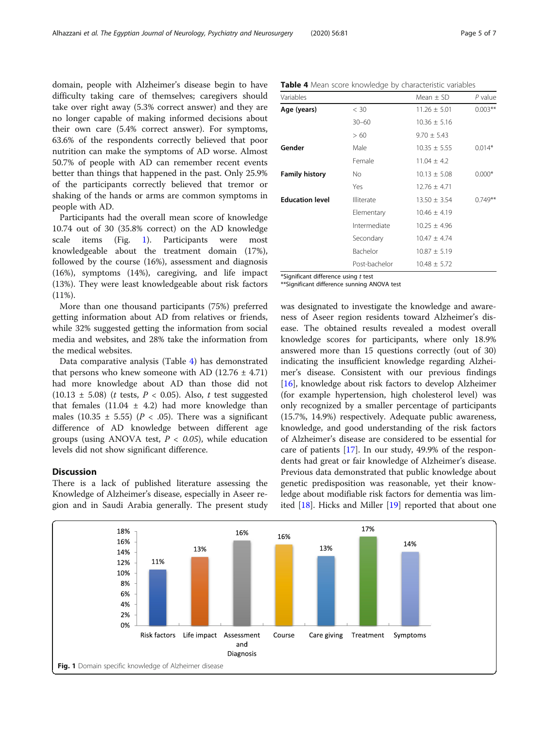domain, people with Alzheimer's disease begin to have difficulty taking care of themselves; caregivers should take over right away (5.3% correct answer) and they are no longer capable of making informed decisions about their own care (5.4% correct answer). For symptoms, 63.6% of the respondents correctly believed that poor nutrition can make the symptoms of AD worse. Almost 50.7% of people with AD can remember recent events better than things that happened in the past. Only 25.9% of the participants correctly believed that tremor or shaking of the hands or arms are common symptoms in people with AD.

Participants had the overall mean score of knowledge 10.74 out of 30 (35.8% correct) on the AD knowledge scale items (Fig. 1). Participants were most knowledgeable about the treatment domain (17%), followed by the course (16%), assessment and diagnosis (16%), symptoms (14%), caregiving, and life impact (13%). They were least knowledgeable about risk factors (11%).

More than one thousand participants (75%) preferred getting information about AD from relatives or friends, while 32% suggested getting the information from social media and websites, and 28% take the information from the medical websites.

Data comparative analysis (Table 4) has demonstrated that persons who knew someone with AD (12.76 ± 4.71) had more knowledge about AD than those did not (10.13 ± 5.08) (*t* tests, $P < 0.05$). Also, *t* test suggested that females (11.04 ± 4.2) had more knowledge than males (10.35 ± 5.55) ($P < .05$). There was a significant difference of AD knowledge between different age groups (using ANOVA test, $P < 0.05$), while education levels did not show significant difference.

**Table 4** Mean score knowledge by characteristic variables

| Variables | | Mean ± SD | *P* value |
|---|---|---|---|
| **Age (years)** | < 30 | 11.26 ± 5.01 | 0.003** |
| | 30–60 | 10.36 ± 5.16 | |
| | > 60 | 9.70 ± 5.43 | |
| **Gender** | Male | 10.35 ± 5.55 | 0.014* |
| | Female | 11.04 ± 4.2 | |
| **Family history** | No | 10.13 ± 5.08 | 0.000* |
| | Yes | 12.76 ± 4.71 | |
| **Education level** | Illiterate | 13.50 ± 3.54 | 0.749** |
| | Elementary | 10.46 ± 4.19 | |
| | Intermediate | 10.25 ± 4.96 | |
| | Secondary | 10.47 ± 4.74 | |
| | Bachelor | 10.87 ± 5.19 | |
| | Post-bachelor | 10.48 ± 5.72 | |

*Significant difference using *t* test
**Significant difference sunning ANOVA test

## Discussion

There is a lack of published literature assessing the Knowledge of Alzheimer's disease, especially in Aseer region and in Saudi Arabia generally. The present study was designated to investigate the knowledge and awareness of Aseer region residents toward Alzheimer's disease. The obtained results revealed a modest overall knowledge scores for participants, where only 18.9% answered more than 15 questions correctly (out of 30) indicating the insufficient knowledge regarding Alzheimer's disease. Consistent with our previous findings [16], knowledge about risk factors to develop Alzheimer (for example hypertension, high cholesterol level) was only recognized by a smaller percentage of participants (15.7%, 14.9%) respectively. Adequate public awareness, knowledge, and good understanding of the risk factors of Alzheimer's disease are considered to be essential for care of patients [17]. In our study, 49.9% of the respondents had great or fair knowledge of Alzheimer's disease. Previous data demonstrated that public knowledge about genetic predisposition was reasonable, yet their knowledge about modifiable risk factors for dementia was limited [18]. Hicks and Miller [19] reported that about one

| Domain | Risk factors | Life impact | Assessment and Diagnosis | Course | Care giving | Treatment | Symptoms |
|---|---|---|---|---|---|---|---|
| % | 11% | 13% | 16% | 16% | 13% | 17% | 14% |

**Fig. 1** Domain specific knowledge of Alzheimer disease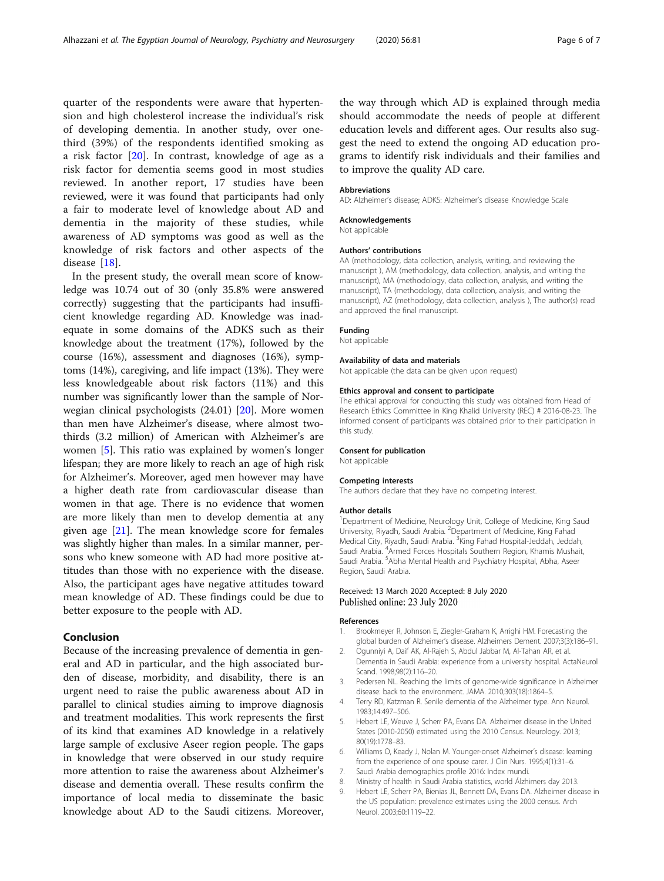quarter of the respondents were aware that hypertension and high cholesterol increase the individual's risk of developing dementia. In another study, over one-third (39%) of the respondents identified smoking as a risk factor [20]. In contrast, knowledge of age as a risk factor for dementia seems good in most studies reviewed. In another report, 17 studies have been reviewed, were it was found that participants had only a fair to moderate level of knowledge about AD and dementia in the majority of these studies, while awareness of AD symptoms was good as well as the knowledge of risk factors and other aspects of the disease [18].

In the present study, the overall mean score of knowledge was 10.74 out of 30 (only 35.8% were answered correctly) suggesting that the participants had insufficient knowledge regarding AD. Knowledge was inadequate in some domains of the ADKS such as their knowledge about the treatment (17%), followed by the course (16%), assessment and diagnoses (16%), symptoms (14%), caregiving, and life impact (13%). They were less knowledgeable about risk factors (11%) and this number was significantly lower than the sample of Norwegian clinical psychologists (24.01) [20]. More women than men have Alzheimer's disease, where almost two-thirds (3.2 million) of American with Alzheimer's are women [5]. This ratio was explained by women's longer lifespan; they are more likely to reach an age of high risk for Alzheimer's. Moreover, aged men however may have a higher death rate from cardiovascular disease than women in that age. There is no evidence that women are more likely than men to develop dementia at any given age [21]. The mean knowledge score for females was slightly higher than males. In a similar manner, persons who knew someone with AD had more positive attitudes than those with no experience with the disease. Also, the participant ages have negative attitudes toward mean knowledge of AD. These findings could be due to better exposure to the people with AD.

## Conclusion

Because of the increasing prevalence of dementia in general and AD in particular, and the high associated burden of disease, morbidity, and disability, there is an urgent need to raise the public awareness about AD in parallel to clinical studies aiming to improve diagnosis and treatment modalities. This work represents the first of its kind that examines AD knowledge in a relatively large sample of exclusive Aseer region people. The gaps in knowledge that were observed in our study require more attention to raise the awareness about Alzheimer's disease and dementia overall. These results confirm the importance of local media to disseminate the basic knowledge about AD to the Saudi citizens. Moreover, the way through which AD is explained through media should accommodate the needs of people at different education levels and different ages. Our results also suggest the need to extend the ongoing AD education programs to identify risk individuals and their families and to improve the quality AD care.

#### Abbreviations

AD: Alzheimer's disease; ADKS: Alzheimer's disease Knowledge Scale

#### Acknowledgements

Not applicable

#### Authors' contributions

AA (methodology, data collection, analysis, writing, and reviewing the manuscript ), AM (methodology, data collection, analysis, and writing the manuscript), MA (methodology, data collection, analysis, and writing the manuscript), TA (methodology, data collection, analysis, and writing the manuscript), AZ (methodology, data collection, analysis ), The author(s) read and approved the final manuscript.

#### Funding

Not applicable

#### Availability of data and materials

Not applicable (the data can be given upon request)

#### Ethics approval and consent to participate

The ethical approval for conducting this study was obtained from Head of Research Ethics Committee in King Khalid University (REC) # 2016-08-23. The informed consent of participants was obtained prior to their participation in this study.

#### Consent for publication

Not applicable

#### Competing interests

The authors declare that they have no competing interest.

#### Author details

[1]Department of Medicine, Neurology Unit, College of Medicine, King Saud University, Riyadh, Saudi Arabia. [2]Department of Medicine, King Fahad Medical City, Riyadh, Saudi Arabia. [3]King Fahad Hospital-Jeddah, Jeddah, Saudi Arabia. [4]Armed Forces Hospitals Southern Region, Khamis Mushait, Saudi Arabia. [5]Abha Mental Health and Psychiatry Hospital, Abha, Aseer Region, Saudi Arabia.

Received: 13 March 2020 Accepted: 8 July 2020
Published online: 23 July 2020

#### References

1. Brookmeyer R, Johnson E, Ziegler-Graham K, Arrighi HM. Forecasting the global burden of Alzheimer's disease. Alzheimers Dement. 2007;3(3):186–91.
2. Ogunniyi A, Daif AK, Al-Rajeh S, Abdul Jabbar M, Al-Tahan AR, et al. Dementia in Saudi Arabia: experience from a university hospital. ActaNeurol Scand. 1998;98(2):116–20.
3. Pedersen NL. Reaching the limits of genome-wide significance in Alzheimer disease: back to the environment. JAMA. 2010;303(18):1864–5.
4. Terry RD, Katzman R. Senile dementia of the Alzheimer type. Ann Neurol. 1983;14:497–506.
5. Hebert LE, Weuve J, Scherr PA, Evans DA. Alzheimer disease in the United States (2010-2050) estimated using the 2010 Census. Neurology. 2013; 80(19):1778–83.
6. Williams O, Keady J, Nolan M. Younger-onset Alzheimer's disease: learning from the experience of one spouse carer. J Clin Nurs. 1995;4(1):31–6.
7. Saudi Arabia demographics profile 2016: Index mundi.
8. Ministry of health in Saudi Arabia statistics, world Álzhimers day 2013.
9. Hebert LE, Scherr PA, Bienias JL, Bennett DA, Evans DA. Alzheimer disease in the US population: prevalence estimates using the 2000 census. Arch Neurol. 2003;60:1119–22.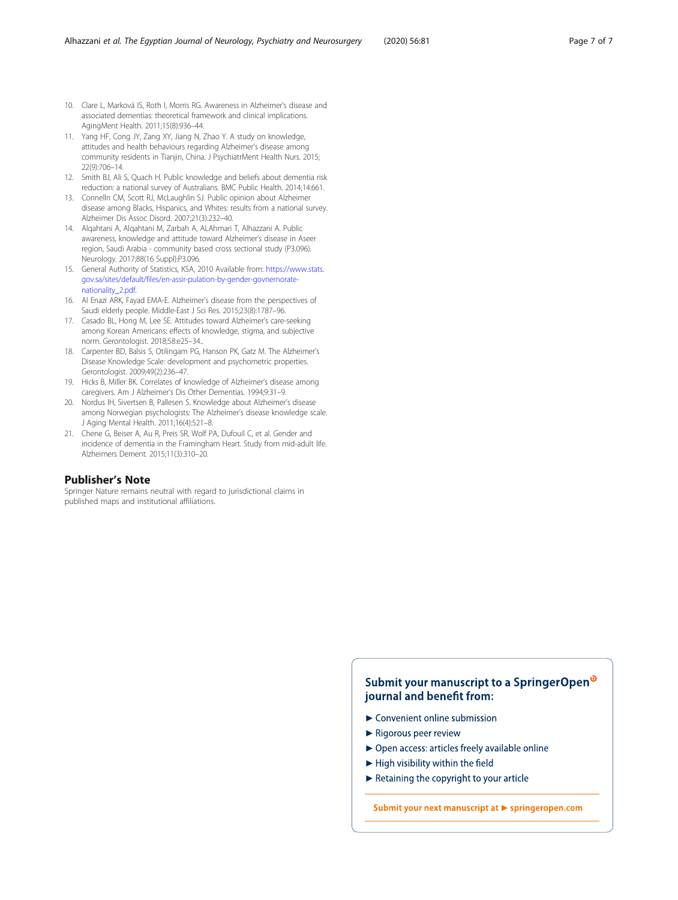10. Clare L, Marková IS, Roth I, Morris RG. Awareness in Alzheimer's disease and associated dementias: theoretical framework and clinical implications. AgingMent Health. 2011;15(8):936–44.
11. Yang HF, Cong JY, Zang XY, Jiang N, Zhao Y. A study on knowledge, attitudes and health behaviours regarding Alzheimer's disease among community residents in Tianjin, China. J PsychiatrMent Health Nurs. 2015; 22(9):706–14.
12. Smith BJ, Ali S, Quach H. Public knowledge and beliefs about dementia risk reduction: a national survey of Australians. BMC Public Health. 2014;14:661.
13. Connelln CM, Scott RJ, McLaughlin SJ. Public opinion about Alzheimer disease among Blacks, Hispanics, and Whites: results from a national survey. Alzheimer Dis Assoc Disord. 2007;21(3):232–40.
14. Alqahtani A, Alqahtani M, Zarbah A, ALAhmari T, Alhazzani A. Public awareness, knowledge and attitude toward Alzheimer's disease in Aseer region, Saudi Arabia - community based cross sectional study (P3.096). Neurology. 2017;88(16 Suppl):P3.096.
15. General Authority of Statistics, KSA, 2010 Available from: https://www.stats.gov.sa/sites/default/files/en-assir-pulation-by-gender-govnernorate-nationality_2.pdf.
16. Al Enazi ARK, Fayad EMA-E. Alzheimer's disease from the perspectives of Saudi elderly people. Middle-East J Sci Res. 2015;23(8):1787–96.
17. Casado BL, Hong M, Lee SE. Attitudes toward Alzheimer's care-seeking among Korean Americans: effects of knowledge, stigma, and subjective norm. Gerontologist. 2018;58:e25–34..
18. Carpenter BD, Balsis S, Otilingam PG, Hanson PK, Gatz M. The Alzheimer's Disease Knowledge Scale: development and psychometric properties. Gerontologist. 2009;49(2):236–47.
19. Hicks B, Miller BK. Correlates of knowledge of Alzheimer's disease among caregivers. Am J Alzheimer's Dis Other Dementias. 1994;9:31–9.
20. Nordus IH, Sivertsen B, Pallesen S. Knowledge about Alzheimer's disease among Norwegian psychologists: The Alzheimer's disease knowledge scale. J Aging Mental Health. 2011;16(4):521–8.
21. Chene G, Beiser A, Au R, Preis SR, Wolf PA, Dufouil C, et al. Gender and incidence of dementia in the Framingham Heart. Study from mid-adult life. Alzheimers Dement. 2015;11(3):310–20.

## Publisher's Note

Springer Nature remains neutral with regard to jurisdictional claims in published maps and institutional affiliations.

**Submit your manuscript to a SpringerOpen journal and benefit from:**

- ► Convenient online submission
- ► Rigorous peer review
- ► Open access: articles freely available online
- ► High visibility within the field
- ► Retaining the copyright to your article

**Submit your next manuscript at ► springeropen.com**